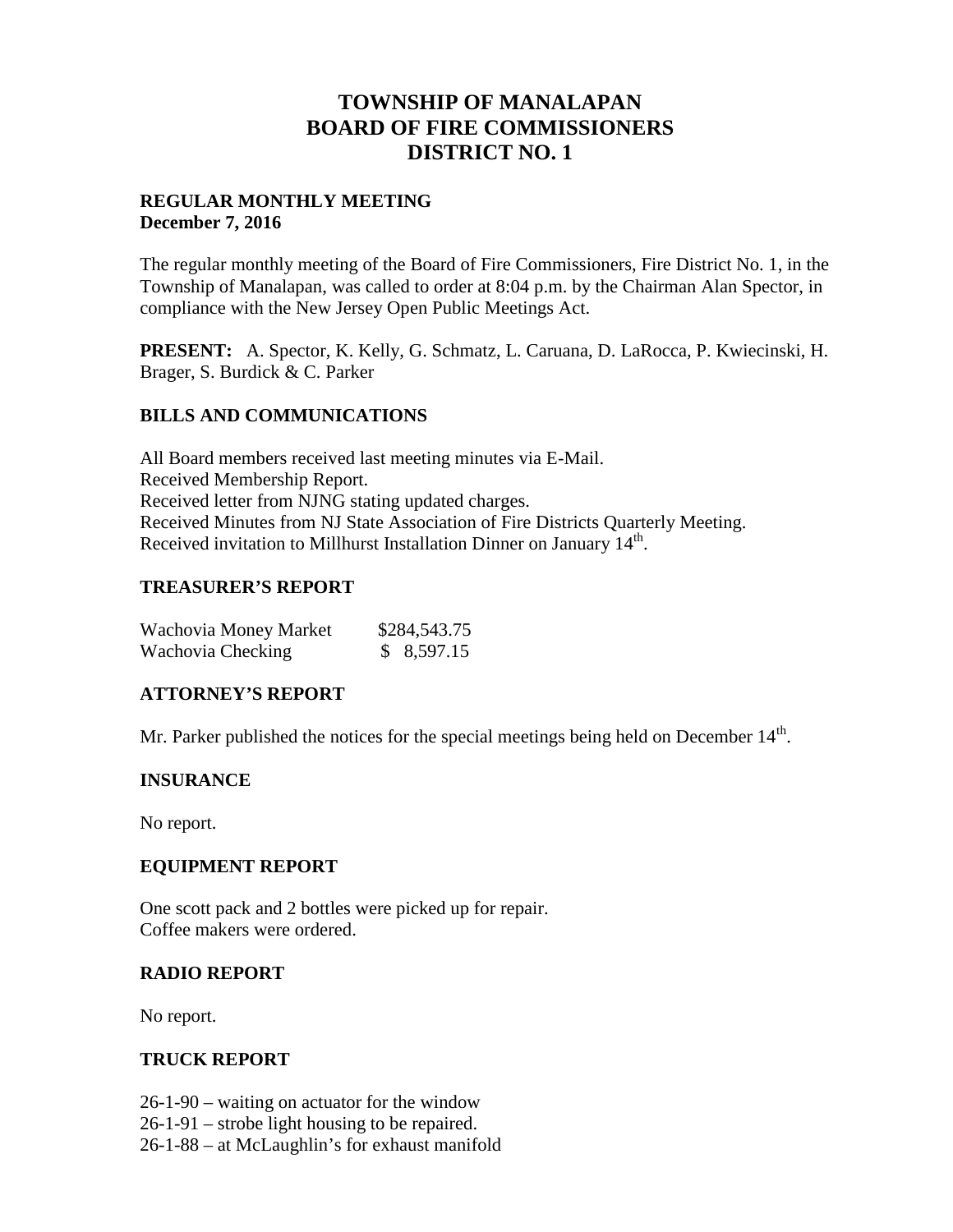# TOWNSHIP OF MANALAPAN
# BOARD OF FIRE COMMISSIONERS
# DISTRICT NO. 1

**REGULAR MONTHLY MEETING**
**December 7, 2016**

The regular monthly meeting of the Board of Fire Commissioners, Fire District No. 1, in the Township of Manalapan, was called to order at 8:04 p.m. by the Chairman Alan Spector, in compliance with the New Jersey Open Public Meetings Act.

**PRESENT:** A. Spector, K. Kelly, G. Schmatz, L. Caruana, D. LaRocca, P. Kwiecinski, H. Brager, S. Burdick & C. Parker

## BILLS AND COMMUNICATIONS

All Board members received last meeting minutes via E-Mail.
Received Membership Report.
Received letter from NJNG stating updated charges.
Received Minutes from NJ State Association of Fire Districts Quarterly Meeting.
Received invitation to Millhurst Installation Dinner on January 14th.

## TREASURER'S REPORT

| | |
|---|---|
| Wachovia Money Market | $284,543.75 |
| Wachovia Checking | $ 8,597.15 |

## ATTORNEY'S REPORT

Mr. Parker published the notices for the special meetings being held on December 14th.

## INSURANCE

No report.

## EQUIPMENT REPORT

One scott pack and 2 bottles were picked up for repair.
Coffee makers were ordered.

## RADIO REPORT

No report.

## TRUCK REPORT

26-1-90 – waiting on actuator for the window
26-1-91 – strobe light housing to be repaired.
26-1-88 – at McLaughlin's for exhaust manifold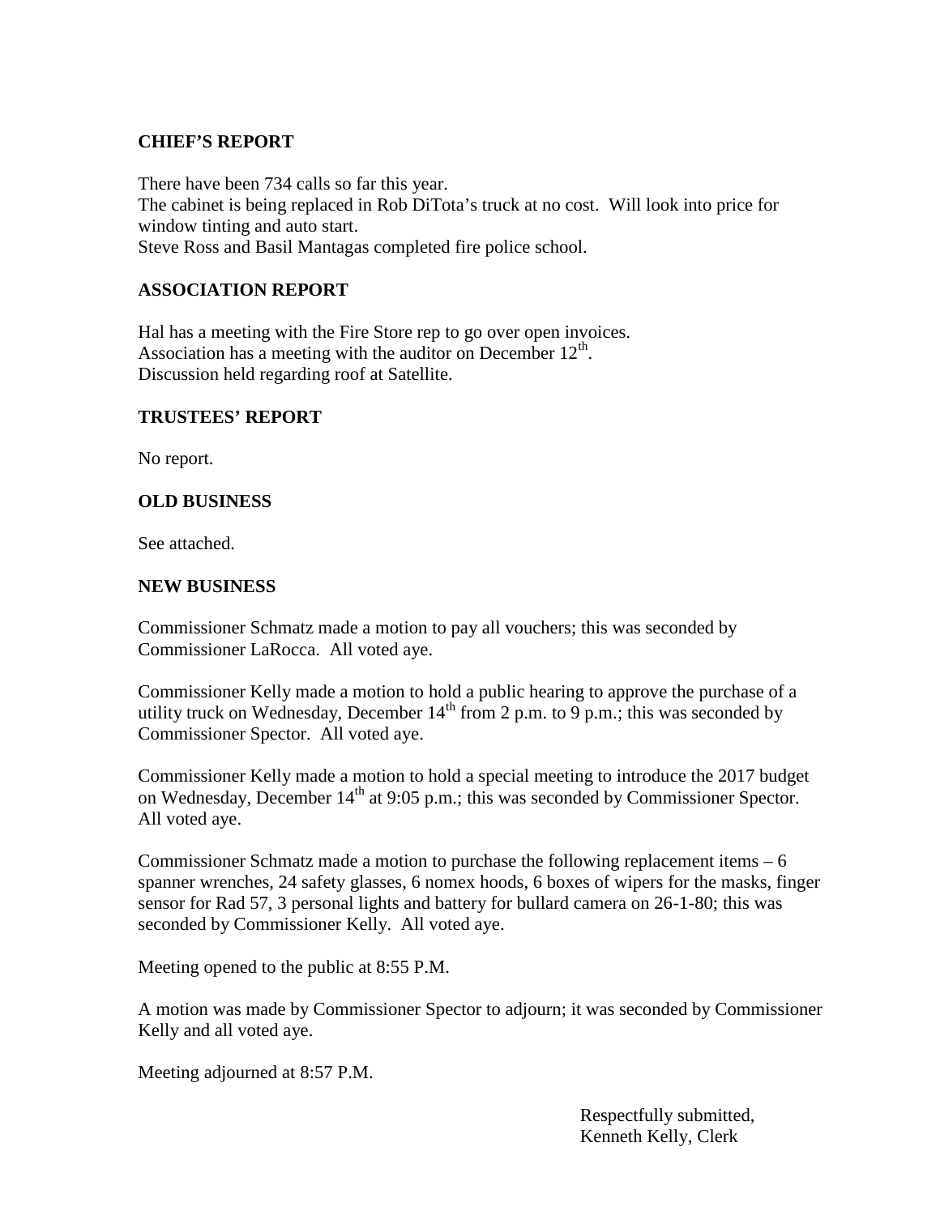## CHIEF'S REPORT

There have been 734 calls so far this year.
The cabinet is being replaced in Rob DiTota's truck at no cost. Will look into price for window tinting and auto start.
Steve Ross and Basil Mantagas completed fire police school.

## ASSOCIATION REPORT

Hal has a meeting with the Fire Store rep to go over open invoices.
Association has a meeting with the auditor on December 12th.
Discussion held regarding roof at Satellite.

## TRUSTEES' REPORT

No report.

## OLD BUSINESS

See attached.

## NEW BUSINESS

Commissioner Schmatz made a motion to pay all vouchers; this was seconded by Commissioner LaRocca. All voted aye.

Commissioner Kelly made a motion to hold a public hearing to approve the purchase of a utility truck on Wednesday, December 14th from 2 p.m. to 9 p.m.; this was seconded by Commissioner Spector. All voted aye.

Commissioner Kelly made a motion to hold a special meeting to introduce the 2017 budget on Wednesday, December 14th at 9:05 p.m.; this was seconded by Commissioner Spector. All voted aye.

Commissioner Schmatz made a motion to purchase the following replacement items – 6 spanner wrenches, 24 safety glasses, 6 nomex hoods, 6 boxes of wipers for the masks, finger sensor for Rad 57, 3 personal lights and battery for bullard camera on 26-1-80; this was seconded by Commissioner Kelly. All voted aye.

Meeting opened to the public at 8:55 P.M.

A motion was made by Commissioner Spector to adjourn; it was seconded by Commissioner Kelly and all voted aye.

Meeting adjourned at 8:57 P.M.

Respectfully submitted,
Kenneth Kelly, Clerk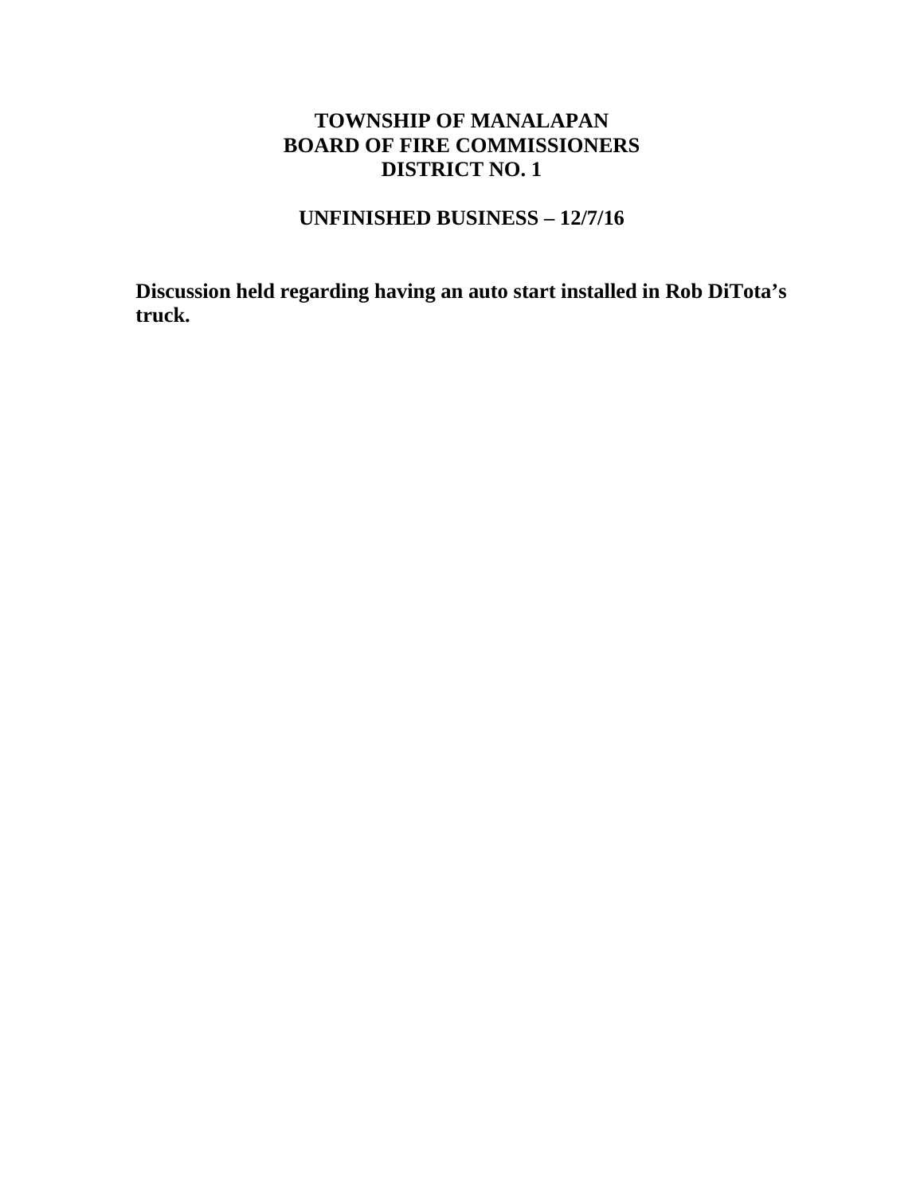# TOWNSHIP OF MANALAPAN
# BOARD OF FIRE COMMISSIONERS
# DISTRICT NO. 1

## UNFINISHED BUSINESS – 12/7/16

**Discussion held regarding having an auto start installed in Rob DiTota's truck.**